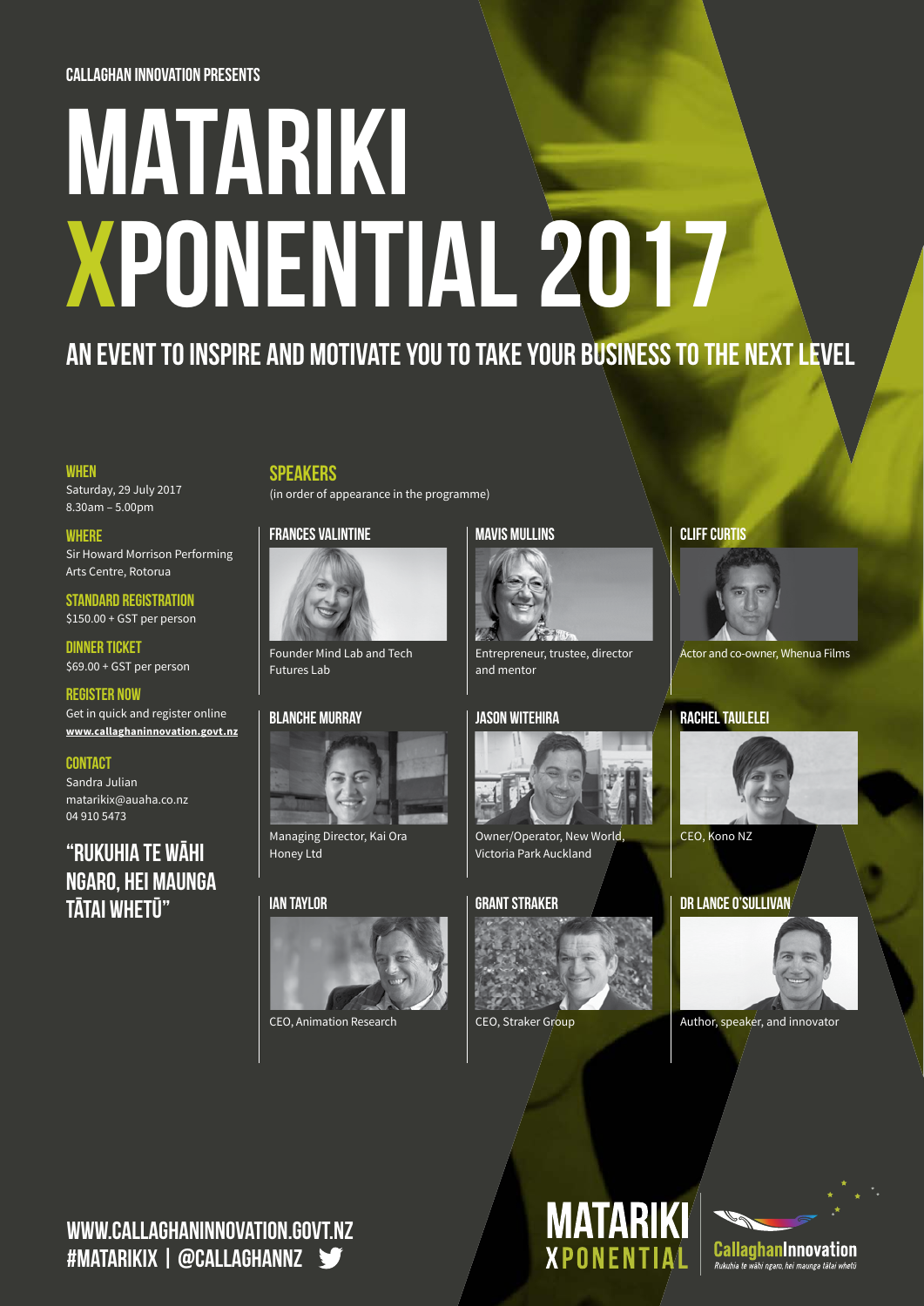CALLAGHAN INNOVATION PRESENTS

# MATARIKI XPONENTIAL 2017

## AN EVENT TO INSPIRE AND MOTIVATE YOU TO TAKE YOUR BUSINESS TO THE NEXT LEVEL

### WHEN
Saturday, 29 July 2017
8.30am – 5.00pm

### WHERE
Sir Howard Morrison Performing Arts Centre, Rotorua

### STANDARD REGISTRATION
$150.00 + GST per person

### DINNER TICKET
$69.00 + GST per person

### REGISTER NOW
Get in quick and register online
**www.callaghaninnovation.govt.nz**

### CONTACT
Sandra Julian
matarikix@auaha.co.nz
04 910 5473

### "RUKUHIA TE WĀHI NGARO, HEI MAUNGA TĀTAI WHETŪ"

## SPEAKERS
(in order of appearance in the programme)

### FRANCES VALINTINE
Founder Mind Lab and Tech Futures Lab

### BLANCHE MURRAY
Managing Director, Kai Ora Honey Ltd

### IAN TAYLOR
CEO, Animation Research

### MAVIS MULLINS
Entrepreneur, trustee, director and mentor

### JASON WITEHIRA
Owner/Operator, New World, Victoria Park Auckland

### GRANT STRAKER
CEO, Straker Group

### CLIFF CURTIS
Actor and co-owner, Whenua Films

### RACHEL TAULELEI
CEO, Kono NZ

### DR LANCE O'SULLIVAN
Author, speaker, and innovator

WWW.CALLAGHANINNOVATION.GOVT.NZ
#MATARIKIX | @CALLAGHANNZ

MATARIKI XPONENTIAL

Callaghan Innovation
*Rukuhia te wāhi ngaro, hei maunga tātai whetū*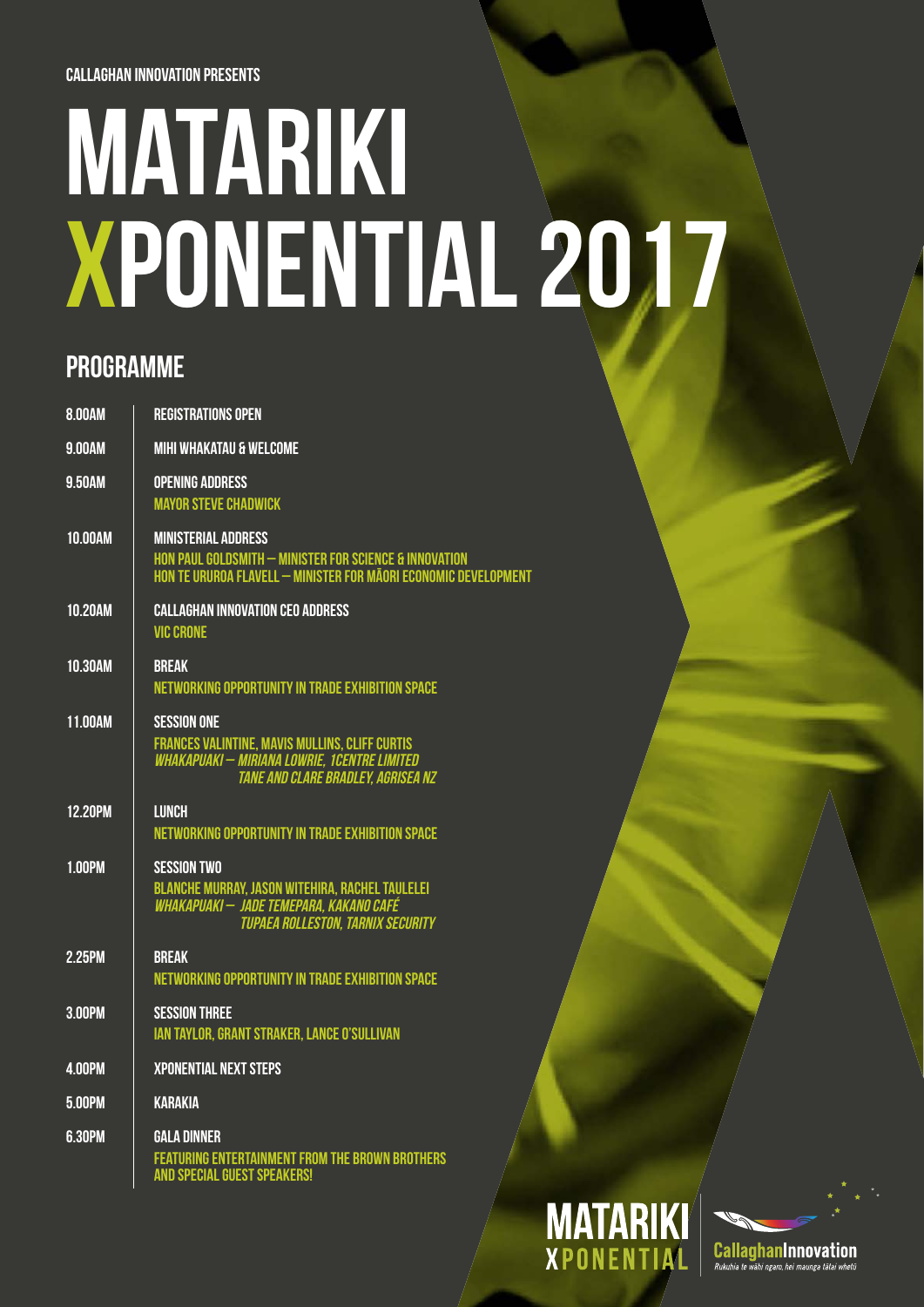CALLAGHAN INNOVATION PRESENTS

# MATARIKI XPONENTIAL 2017

## PROGRAMME

| | |
|---|---|
| 8.00AM | REGISTRATIONS OPEN |
| 9.00AM | MIHI WHAKATAU & WELCOME |
| 9.50AM | OPENING ADDRESS<br>MAYOR STEVE CHADWICK |
| 10.00AM | MINISTERIAL ADDRESS<br>HON PAUL GOLDSMITH – MINISTER FOR SCIENCE & INNOVATION<br>HON TE URUROA FLAVELL – MINISTER FOR MĀORI ECONOMIC DEVELOPMENT |
| 10.20AM | CALLAGHAN INNOVATION CEO ADDRESS<br>VIC CRONE |
| 10.30AM | BREAK<br>NETWORKING OPPORTUNITY IN TRADE EXHIBITION SPACE |
| 11.00AM | SESSION ONE<br>FRANCES VALINTINE, MAVIS MULLINS, CLIFF CURTIS<br>*WHAKAPUAKI – MIRIANA LOWRIE, 1CENTRE LIMITED*<br>*TANE AND CLARE BRADLEY, AGRISEA NZ* |
| 12.20PM | LUNCH<br>NETWORKING OPPORTUNITY IN TRADE EXHIBITION SPACE |
| 1.00PM | SESSION TWO<br>BLANCHE MURRAY, JASON WITEHIRA, RACHEL TAULELEI<br>*WHAKAPUAKI – JADE TEMEPARA, KAKANO CAFÉ*<br>*TUPAEA ROLLESTON, TARNIX SECURITY* |
| 2.25PM | BREAK<br>NETWORKING OPPORTUNITY IN TRADE EXHIBITION SPACE |
| 3.00PM | SESSION THREE<br>IAN TAYLOR, GRANT STRAKER, LANCE O'SULLIVAN |
| 4.00PM | XPONENTIAL NEXT STEPS |
| 5.00PM | KARAKIA |
| 6.30PM | GALA DINNER<br>FEATURING ENTERTAINMENT FROM THE BROWN BROTHERS AND SPECIAL GUEST SPEAKERS! |

MATARIKI XPONENTIAL

Callaghan Innovation
*Rukuhia te wāhi ngaro, hei maunga tātai whetū*